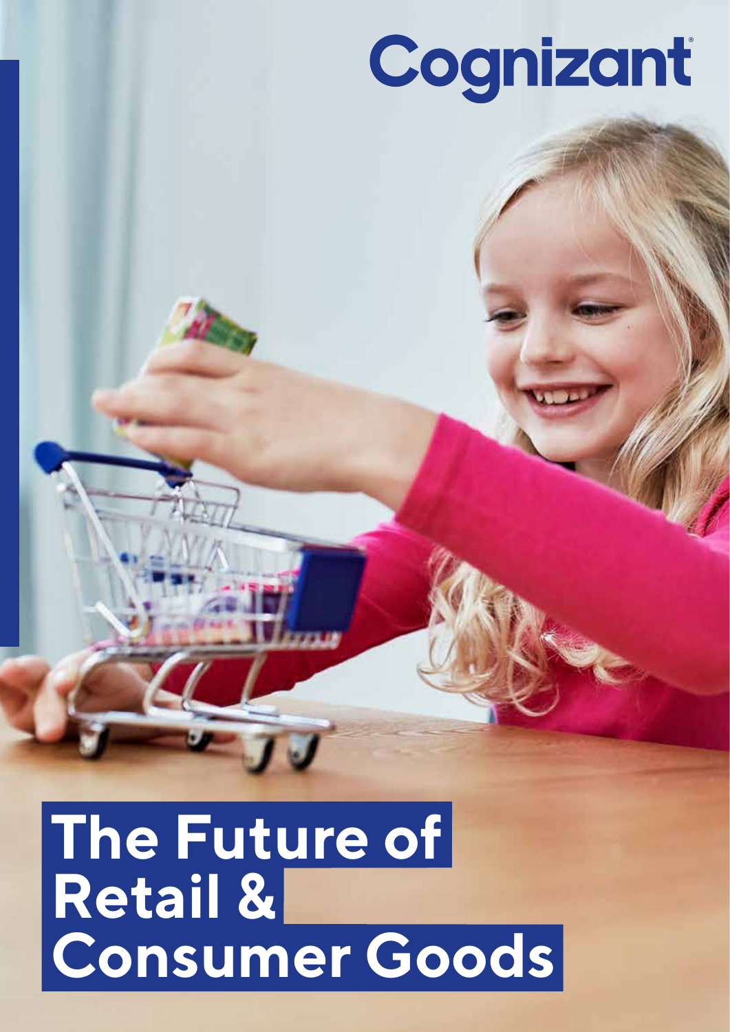Cognizant

# The Future of Retail & Consumer Goods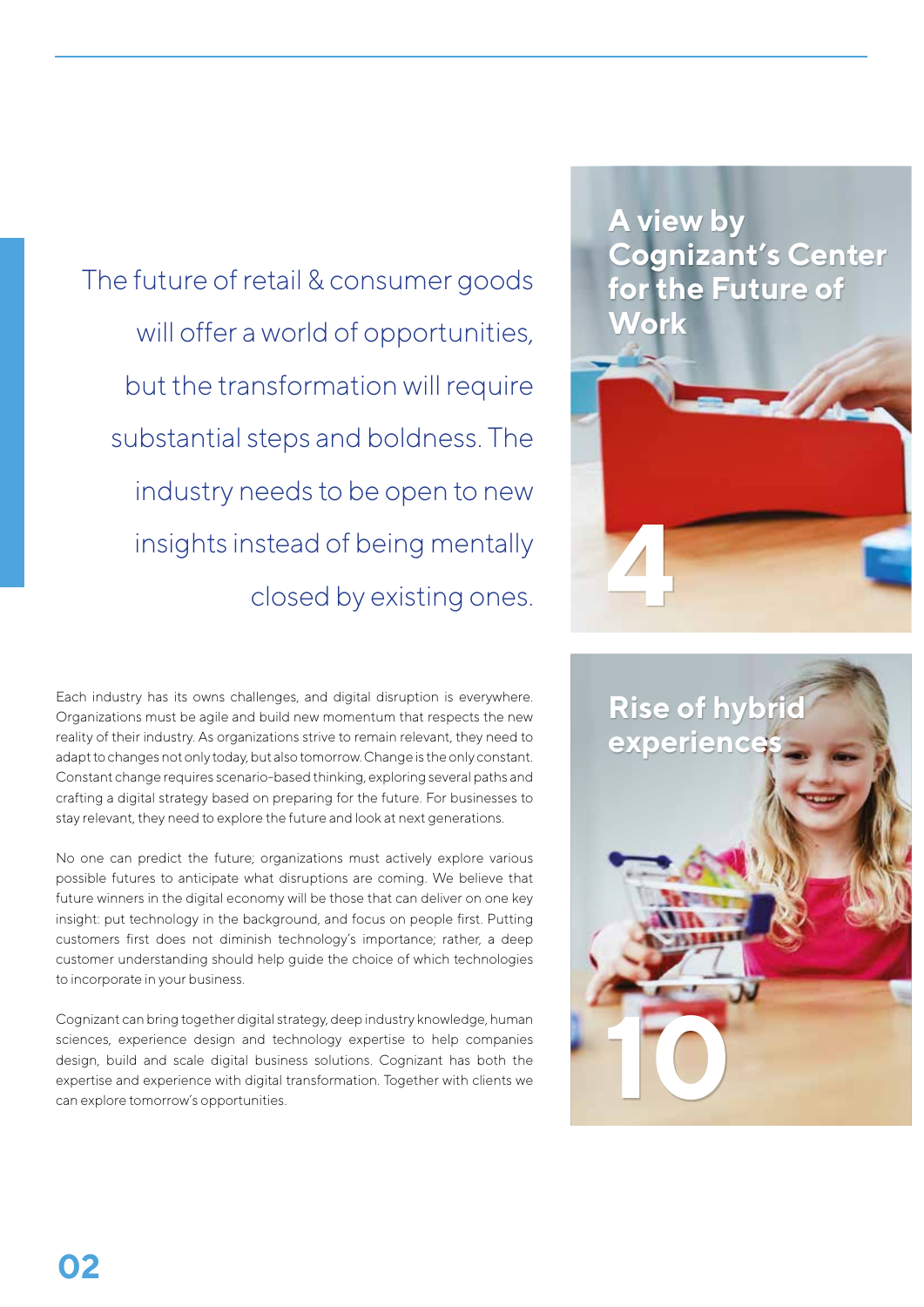The future of retail & consumer goods will offer a world of opportunities, but the transformation will require substantial steps and boldness. The industry needs to be open to new insights instead of being mentally closed by existing ones.

Each industry has its owns challenges, and digital disruption is everywhere. Organizations must be agile and build new momentum that respects the new reality of their industry. As organizations strive to remain relevant, they need to adapt to changes not only today, but also tomorrow. Change is the only constant. Constant change requires scenario-based thinking, exploring several paths and crafting a digital strategy based on preparing for the future. For businesses to stay relevant, they need to explore the future and look at next generations.

No one can predict the future; organizations must actively explore various possible futures to anticipate what disruptions are coming. We believe that future winners in the digital economy will be those that can deliver on one key insight: put technology in the background, and focus on people first. Putting customers first does not diminish technology's importance; rather, a deep customer understanding should help guide the choice of which technologies to incorporate in your business.

Cognizant can bring together digital strategy, deep industry knowledge, human sciences, experience design and technology expertise to help companies design, build and scale digital business solutions. Cognizant has both the expertise and experience with digital transformation. Together with clients we can explore tomorrow's opportunities.

**A view by Cognizant's Center for the Future of Work** 4

**Rise of hybrid experiences** 10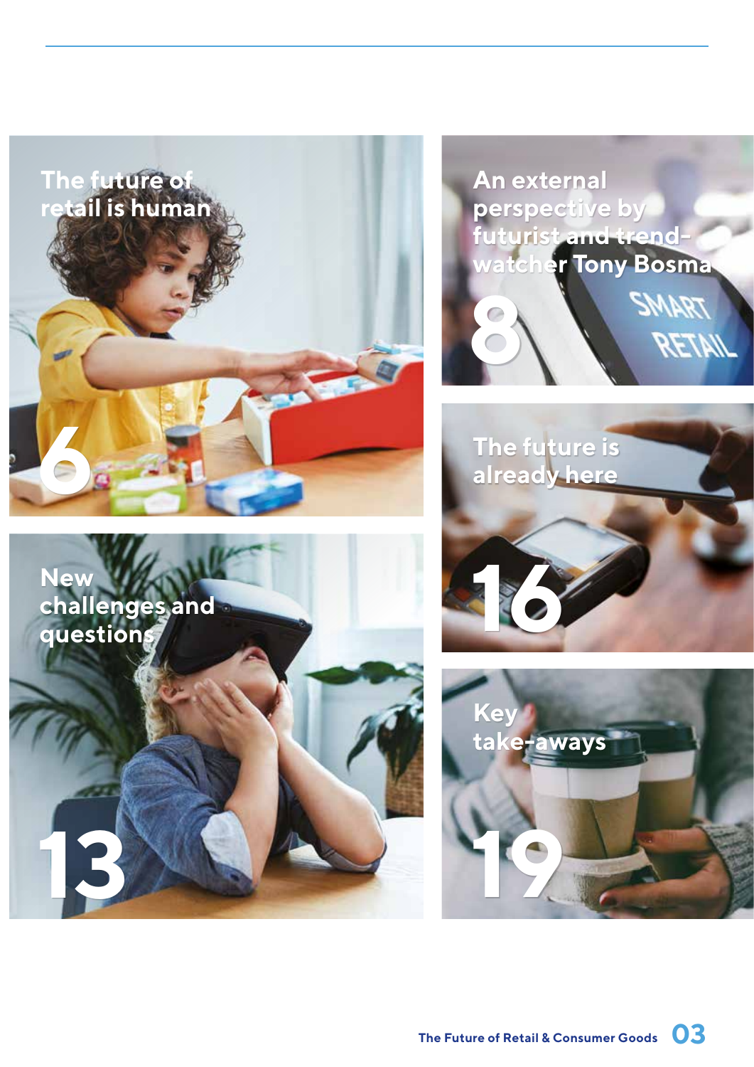The future of retail is human

6

An external perspective by futurist and trend-watcher Tony Bosma

8

New challenges and questions

13

The future is already here

16

Key take-aways

19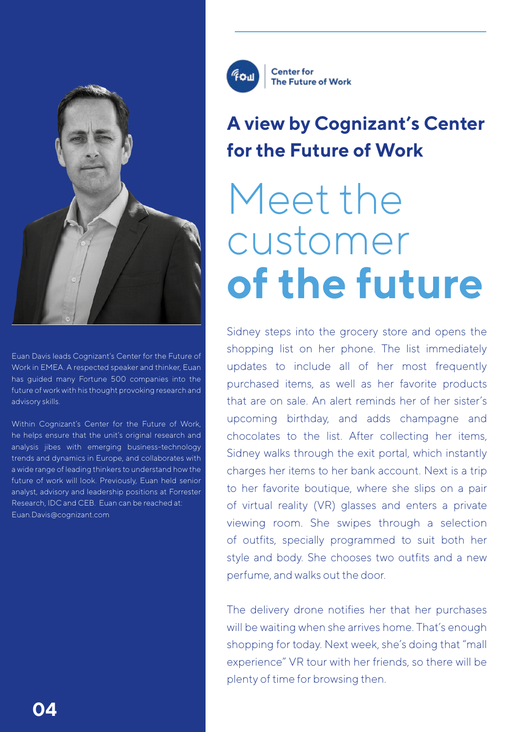Euan Davis leads Cognizant's Center for the Future of Work in EMEA. A respected speaker and thinker, Euan has guided many Fortune 500 companies into the future of work with his thought provoking research and advisory skills.

Within Cognizant's Center for the Future of Work, he helps ensure that the unit's original research and analysis jibes with emerging business-technology trends and dynamics in Europe, and collaborates with a wide range of leading thinkers to understand how the future of work will look. Previously, Euan held senior analyst, advisory and leadership positions at Forrester Research, IDC and CEB. Euan can be reached at: Euan.Davis@cognizant.com

Center for
The Future of Work

## A view by Cognizant's Center for the Future of Work

# Meet the customer **of the future**

Sidney steps into the grocery store and opens the shopping list on her phone. The list immediately updates to include all of her most frequently purchased items, as well as her favorite products that are on sale. An alert reminds her of her sister's upcoming birthday, and adds champagne and chocolates to the list. After collecting her items, Sidney walks through the exit portal, which instantly charges her items to her bank account. Next is a trip to her favorite boutique, where she slips on a pair of virtual reality (VR) glasses and enters a private viewing room. She swipes through a selection of outfits, specially programmed to suit both her style and body. She chooses two outfits and a new perfume, and walks out the door.

The delivery drone notifies her that her purchases will be waiting when she arrives home. That's enough shopping for today. Next week, she's doing that "mall experience" VR tour with her friends, so there will be plenty of time for browsing then.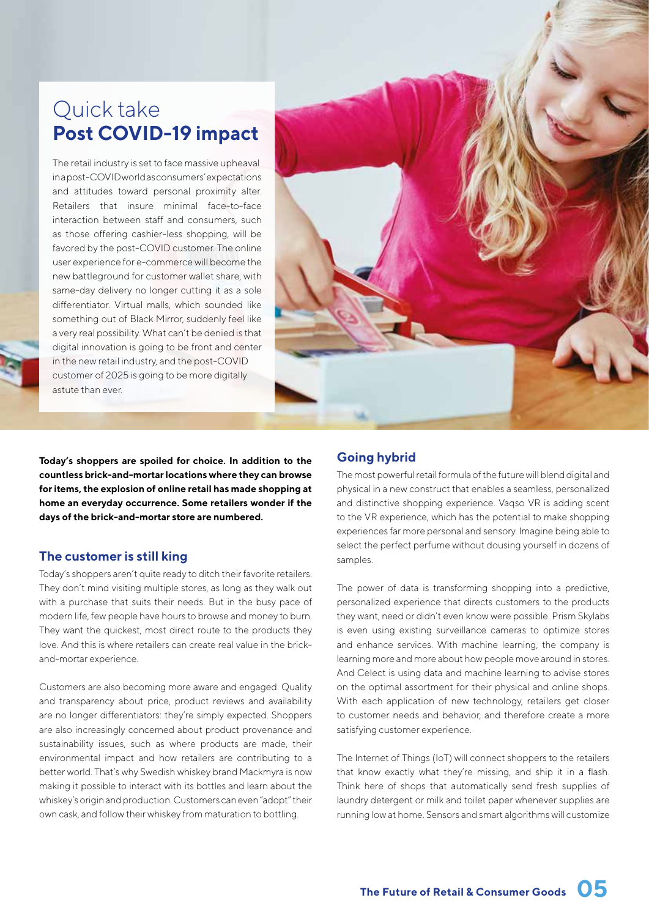# Quick take
## Post COVID-19 impact

The retail industry is set to face massive upheaval in a post-COVID world as consumers' expectations and attitudes toward personal proximity alter. Retailers that insure minimal face-to-face interaction between staff and consumers, such as those offering cashier-less shopping, will be favored by the post-COVID customer. The online user experience for e-commerce will become the new battleground for customer wallet share, with same-day delivery no longer cutting it as a sole differentiator. Virtual malls, which sounded like something out of Black Mirror, suddenly feel like a very real possibility. What can't be denied is that digital innovation is going to be front and center in the new retail industry, and the post-COVID customer of 2025 is going to be more digitally astute than ever.

**Today's shoppers are spoiled for choice. In addition to the countless brick-and-mortar locations where they can browse for items, the explosion of online retail has made shopping at home an everyday occurrence. Some retailers wonder if the days of the brick-and-mortar store are numbered.**

## The customer is still king

Today's shoppers aren't quite ready to ditch their favorite retailers. They don't mind visiting multiple stores, as long as they walk out with a purchase that suits their needs. But in the busy pace of modern life, few people have hours to browse and money to burn. They want the quickest, most direct route to the products they love. And this is where retailers can create real value in the brick-and-mortar experience.

Customers are also becoming more aware and engaged. Quality and transparency about price, product reviews and availability are no longer differentiators: they're simply expected. Shoppers are also increasingly concerned about product provenance and sustainability issues, such as where products are made, their environmental impact and how retailers are contributing to a better world. That's why Swedish whiskey brand Mackmyra is now making it possible to interact with its bottles and learn about the whiskey's origin and production. Customers can even "adopt" their own cask, and follow their whiskey from maturation to bottling.

## Going hybrid

The most powerful retail formula of the future will blend digital and physical in a new construct that enables a seamless, personalized and distinctive shopping experience. Vaqso VR is adding scent to the VR experience, which has the potential to make shopping experiences far more personal and sensory. Imagine being able to select the perfect perfume without dousing yourself in dozens of samples.

The power of data is transforming shopping into a predictive, personalized experience that directs customers to the products they want, need or didn't even know were possible. Prism Skylabs is even using existing surveillance cameras to optimize stores and enhance services. With machine learning, the company is learning more and more about how people move around in stores. And Celect is using data and machine learning to advise stores on the optimal assortment for their physical and online shops. With each application of new technology, retailers get closer to customer needs and behavior, and therefore create a more satisfying customer experience.

The Internet of Things (IoT) will connect shoppers to the retailers that know exactly what they're missing, and ship it in a flash. Think here of shops that automatically send fresh supplies of laundry detergent or milk and toilet paper whenever supplies are running low at home. Sensors and smart algorithms will customize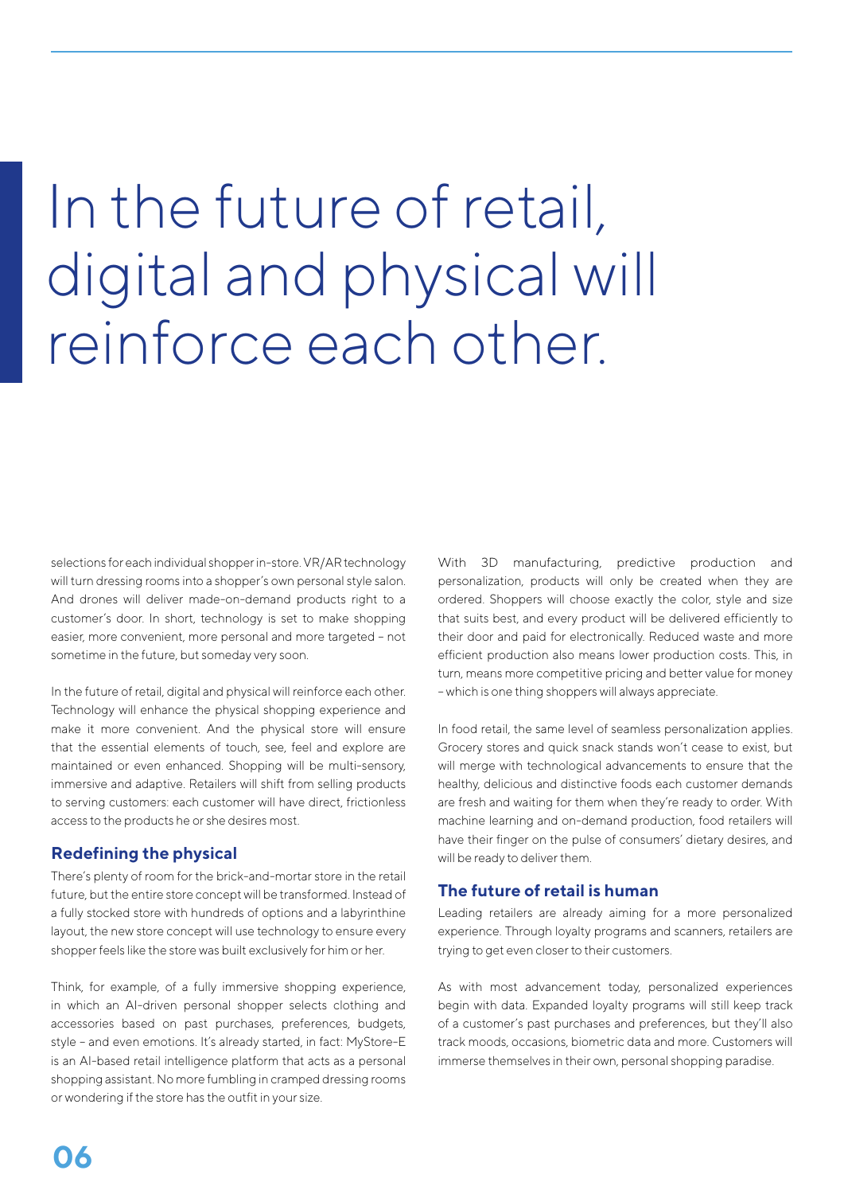# In the future of retail, digital and physical will reinforce each other.

selections for each individual shopper in-store. VR/AR technology will turn dressing rooms into a shopper's own personal style salon. And drones will deliver made-on-demand products right to a customer's door. In short, technology is set to make shopping easier, more convenient, more personal and more targeted – not sometime in the future, but someday very soon.

In the future of retail, digital and physical will reinforce each other. Technology will enhance the physical shopping experience and make it more convenient. And the physical store will ensure that the essential elements of touch, see, feel and explore are maintained or even enhanced. Shopping will be multi-sensory, immersive and adaptive. Retailers will shift from selling products to serving customers: each customer will have direct, frictionless access to the products he or she desires most.

## Redefining the physical

There's plenty of room for the brick-and-mortar store in the retail future, but the entire store concept will be transformed. Instead of a fully stocked store with hundreds of options and a labyrinthine layout, the new store concept will use technology to ensure every shopper feels like the store was built exclusively for him or her.

Think, for example, of a fully immersive shopping experience, in which an AI-driven personal shopper selects clothing and accessories based on past purchases, preferences, budgets, style – and even emotions. It's already started, in fact: MyStore-E is an AI-based retail intelligence platform that acts as a personal shopping assistant. No more fumbling in cramped dressing rooms or wondering if the store has the outfit in your size.

With 3D manufacturing, predictive production and personalization, products will only be created when they are ordered. Shoppers will choose exactly the color, style and size that suits best, and every product will be delivered efficiently to their door and paid for electronically. Reduced waste and more efficient production also means lower production costs. This, in turn, means more competitive pricing and better value for money – which is one thing shoppers will always appreciate.

In food retail, the same level of seamless personalization applies. Grocery stores and quick snack stands won't cease to exist, but will merge with technological advancements to ensure that the healthy, delicious and distinctive foods each customer demands are fresh and waiting for them when they're ready to order. With machine learning and on-demand production, food retailers will have their finger on the pulse of consumers' dietary desires, and will be ready to deliver them.

## The future of retail is human

Leading retailers are already aiming for a more personalized experience. Through loyalty programs and scanners, retailers are trying to get even closer to their customers.

As with most advancement today, personalized experiences begin with data. Expanded loyalty programs will still keep track of a customer's past purchases and preferences, but they'll also track moods, occasions, biometric data and more. Customers will immerse themselves in their own, personal shopping paradise.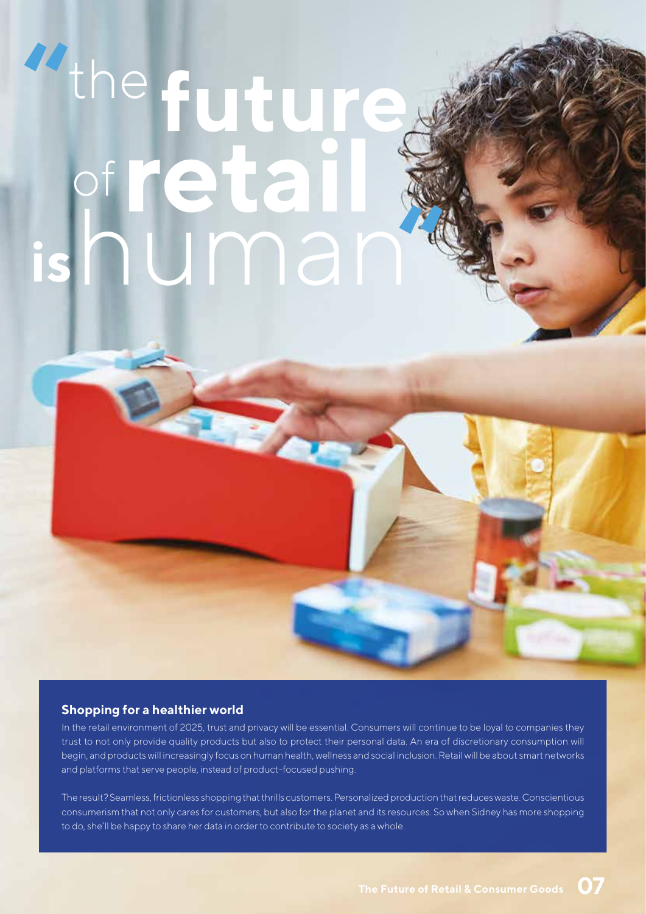# "the future of retail is human"

### Shopping for a healthier world

In the retail environment of 2025, trust and privacy will be essential. Consumers will continue to be loyal to companies they trust to not only provide quality products but also to protect their personal data. An era of discretionary consumption will begin, and products will increasingly focus on human health, wellness and social inclusion. Retail will be about smart networks and platforms that serve people, instead of product-focused pushing.

The result? Seamless, frictionless shopping that thrills customers. Personalized production that reduces waste. Conscientious consumerism that not only cares for customers, but also for the planet and its resources. So when Sidney has more shopping to do, she'll be happy to share her data in order to contribute to society as a whole.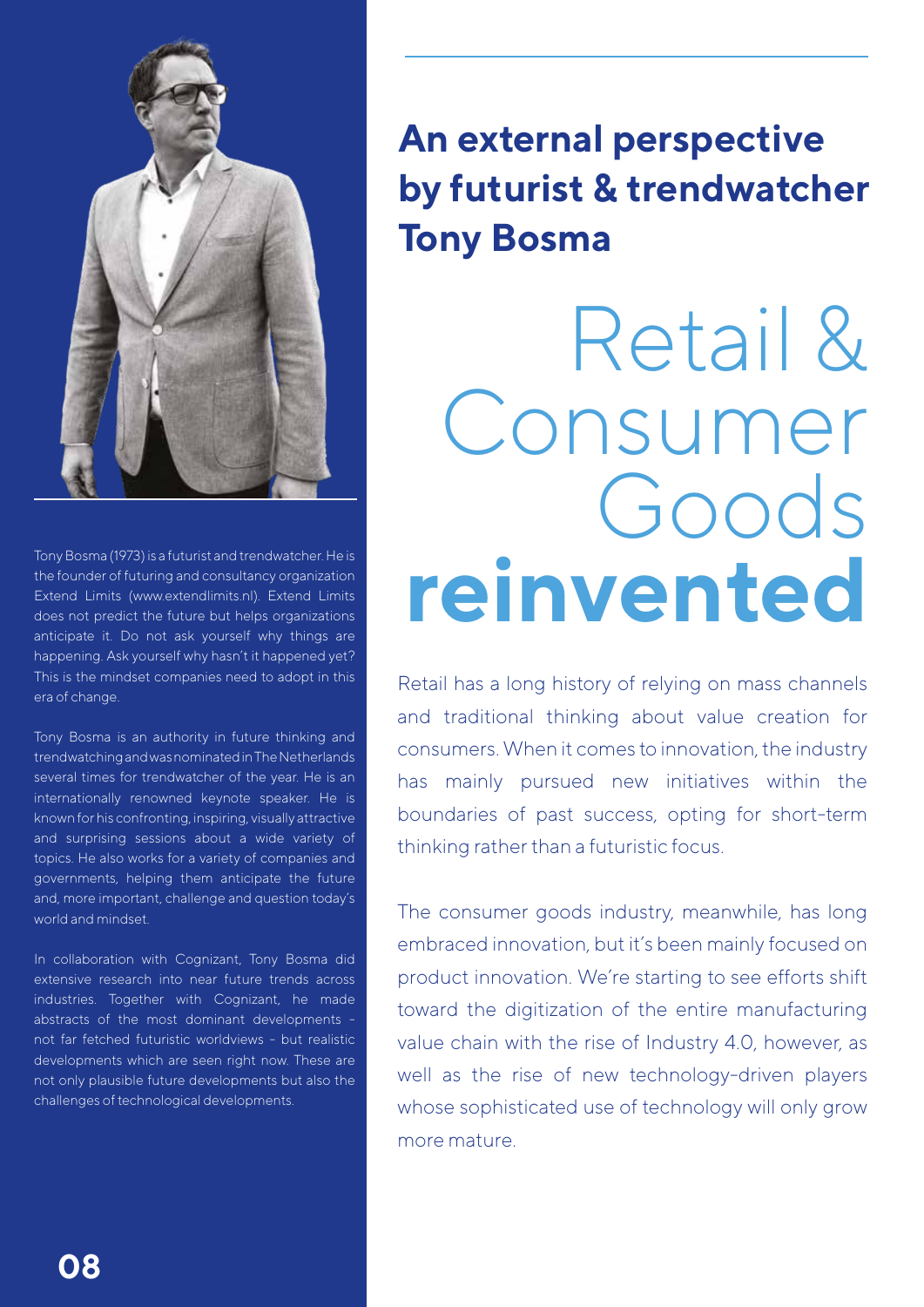## An external perspective by futurist & trendwatcher Tony Bosma

# Retail & Consumer Goods **reinvented**

Tony Bosma (1973) is a futurist and trendwatcher. He is the founder of futuring and consultancy organization Extend Limits (www.extendlimits.nl). Extend Limits does not predict the future but helps organizations anticipate it. Do not ask yourself why things are happening. Ask yourself why hasn't it happened yet? This is the mindset companies need to adopt in this era of change.

Tony Bosma is an authority in future thinking and trendwatching and was nominated in The Netherlands several times for trendwatcher of the year. He is an internationally renowned keynote speaker. He is known for his confronting, inspiring, visually attractive and surprising sessions about a wide variety of topics. He also works for a variety of companies and governments, helping them anticipate the future and, more important, challenge and question today's world and mindset.

In collaboration with Cognizant, Tony Bosma did extensive research into near future trends across industries. Together with Cognizant, he made abstracts of the most dominant developments - not far fetched futuristic worldviews - but realistic developments which are seen right now. These are not only plausible future developments but also the challenges of technological developments.

Retail has a long history of relying on mass channels and traditional thinking about value creation for consumers. When it comes to innovation, the industry has mainly pursued new initiatives within the boundaries of past success, opting for short-term thinking rather than a futuristic focus.

The consumer goods industry, meanwhile, has long embraced innovation, but it's been mainly focused on product innovation. We're starting to see efforts shift toward the digitization of the entire manufacturing value chain with the rise of Industry 4.0, however, as well as the rise of new technology-driven players whose sophisticated use of technology will only grow more mature.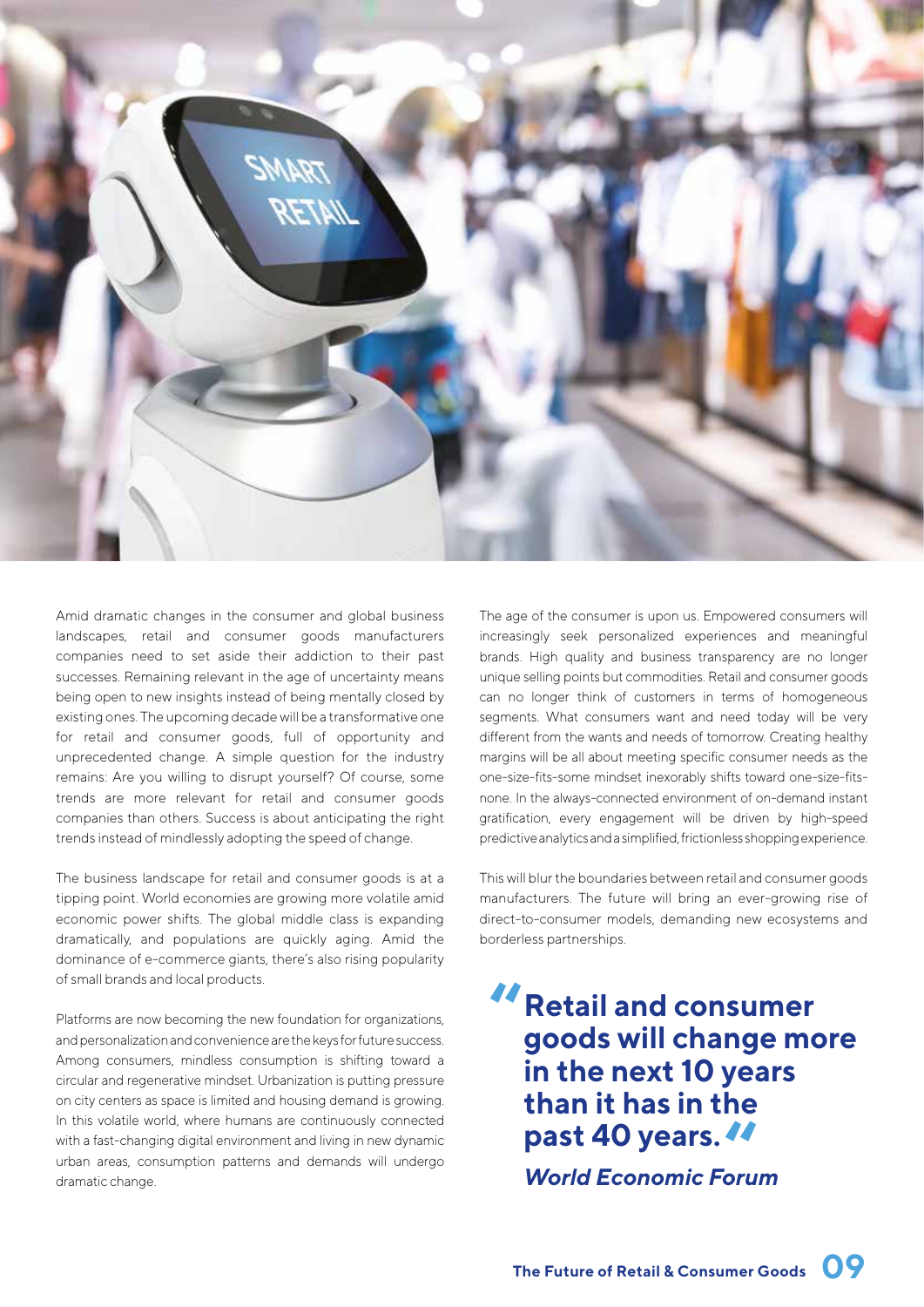Amid dramatic changes in the consumer and global business landscapes, retail and consumer goods manufacturers companies need to set aside their addiction to their past successes. Remaining relevant in the age of uncertainty means being open to new insights instead of being mentally closed by existing ones. The upcoming decade will be a transformative one for retail and consumer goods, full of opportunity and unprecedented change. A simple question for the industry remains: Are you willing to disrupt yourself? Of course, some trends are more relevant for retail and consumer goods companies than others. Success is about anticipating the right trends instead of mindlessly adopting the speed of change.

The business landscape for retail and consumer goods is at a tipping point. World economies are growing more volatile amid economic power shifts. The global middle class is expanding dramatically, and populations are quickly aging. Amid the dominance of e-commerce giants, there's also rising popularity of small brands and local products.

Platforms are now becoming the new foundation for organizations, and personalization and convenience are the keys for future success. Among consumers, mindless consumption is shifting toward a circular and regenerative mindset. Urbanization is putting pressure on city centers as space is limited and housing demand is growing. In this volatile world, where humans are continuously connected with a fast-changing digital environment and living in new dynamic urban areas, consumption patterns and demands will undergo dramatic change.

The age of the consumer is upon us. Empowered consumers will increasingly seek personalized experiences and meaningful brands. High quality and business transparency are no longer unique selling points but commodities. Retail and consumer goods can no longer think of customers in terms of homogeneous segments. What consumers want and need today will be very different from the wants and needs of tomorrow. Creating healthy margins will be all about meeting specific consumer needs as the one-size-fits-some mindset inexorably shifts toward one-size-fits-none. In the always-connected environment of on-demand instant gratification, every engagement will be driven by high-speed predictive analytics and a simplified, frictionless shopping experience.

This will blur the boundaries between retail and consumer goods manufacturers. The future will bring an ever-growing rise of direct-to-consumer models, demanding new ecosystems and borderless partnerships.

> **"Retail and consumer goods will change more in the next 10 years than it has in the past 40 years."**
>
> ***World Economic Forum***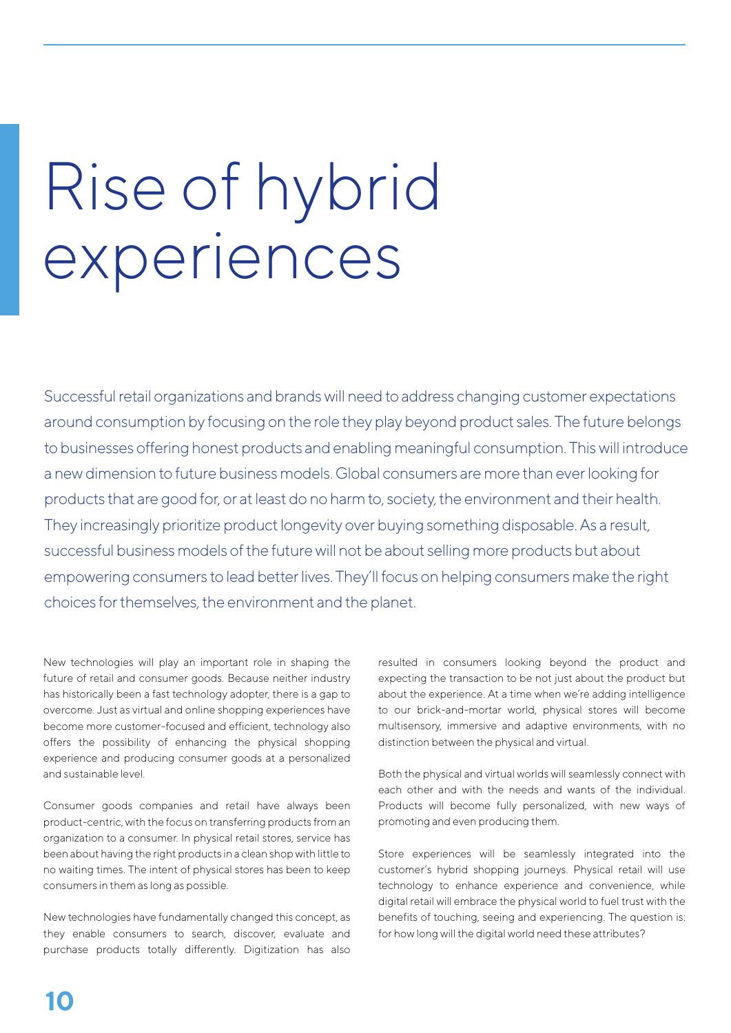# Rise of hybrid experiences

Successful retail organizations and brands will need to address changing customer expectations around consumption by focusing on the role they play beyond product sales. The future belongs to businesses offering honest products and enabling meaningful consumption. This will introduce a new dimension to future business models. Global consumers are more than ever looking for products that are good for, or at least do no harm to, society, the environment and their health. They increasingly prioritize product longevity over buying something disposable. As a result, successful business models of the future will not be about selling more products but about empowering consumers to lead better lives. They'll focus on helping consumers make the right choices for themselves, the environment and the planet.

New technologies will play an important role in shaping the future of retail and consumer goods. Because neither industry has historically been a fast technology adopter, there is a gap to overcome. Just as virtual and online shopping experiences have become more customer-focused and efficient, technology also offers the possibility of enhancing the physical shopping experience and producing consumer goods at a personalized and sustainable level.

Consumer goods companies and retail have always been product-centric, with the focus on transferring products from an organization to a consumer. In physical retail stores, service has been about having the right products in a clean shop with little to no waiting times. The intent of physical stores has been to keep consumers in them as long as possible.

New technologies have fundamentally changed this concept, as they enable consumers to search, discover, evaluate and purchase products totally differently. Digitization has also resulted in consumers looking beyond the product and expecting the transaction to be not just about the product but about the experience. At a time when we're adding intelligence to our brick-and-mortar world, physical stores will become multisensory, immersive and adaptive environments, with no distinction between the physical and virtual.

Both the physical and virtual worlds will seamlessly connect with each other and with the needs and wants of the individual. Products will become fully personalized, with new ways of promoting and even producing them.

Store experiences will be seamlessly integrated into the customer's hybrid shopping journeys. Physical retail will use technology to enhance experience and convenience, while digital retail will embrace the physical world to fuel trust with the benefits of touching, seeing and experiencing. The question is: for how long will the digital world need these attributes?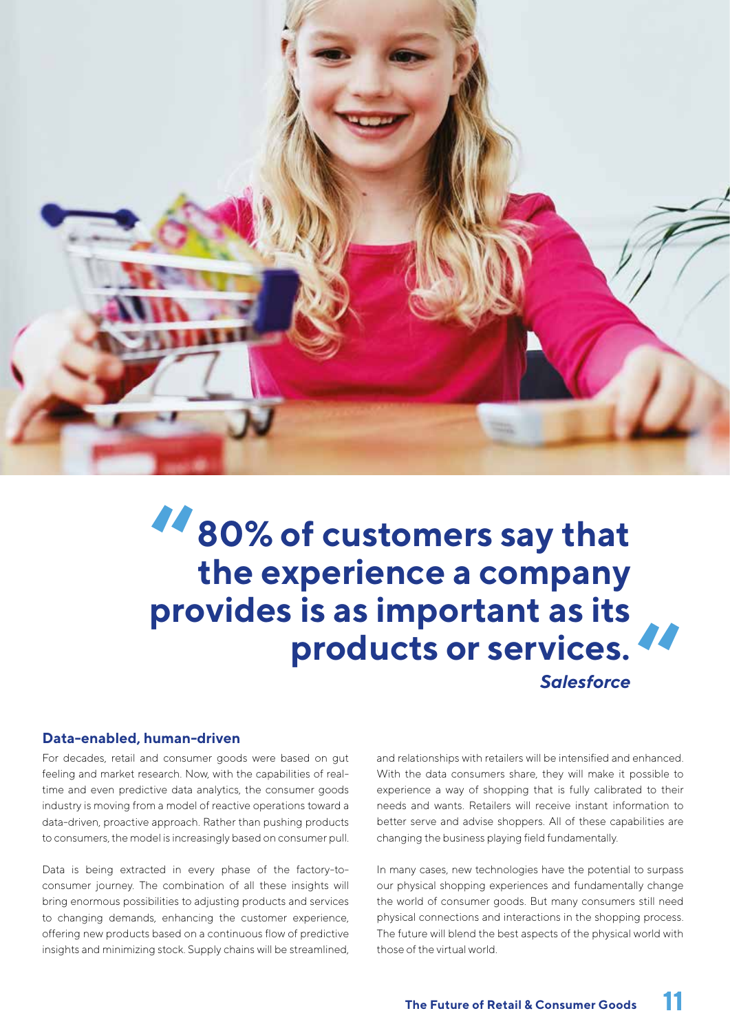> **80% of customers say that the experience a company provides is as important as its products or services.**
>
> ***Salesforce***

### Data-enabled, human-driven

For decades, retail and consumer goods were based on gut feeling and market research. Now, with the capabilities of real-time and even predictive data analytics, the consumer goods industry is moving from a model of reactive operations toward a data-driven, proactive approach. Rather than pushing products to consumers, the model is increasingly based on consumer pull.

Data is being extracted in every phase of the factory-to-consumer journey. The combination of all these insights will bring enormous possibilities to adjusting products and services to changing demands, enhancing the customer experience, offering new products based on a continuous flow of predictive insights and minimizing stock. Supply chains will be streamlined, and relationships with retailers will be intensified and enhanced. With the data consumers share, they will make it possible to experience a way of shopping that is fully calibrated to their needs and wants. Retailers will receive instant information to better serve and advise shoppers. All of these capabilities are changing the business playing field fundamentally.

In many cases, new technologies have the potential to surpass our physical shopping experiences and fundamentally change the world of consumer goods. But many consumers still need physical connections and interactions in the shopping process. The future will blend the best aspects of the physical world with those of the virtual world.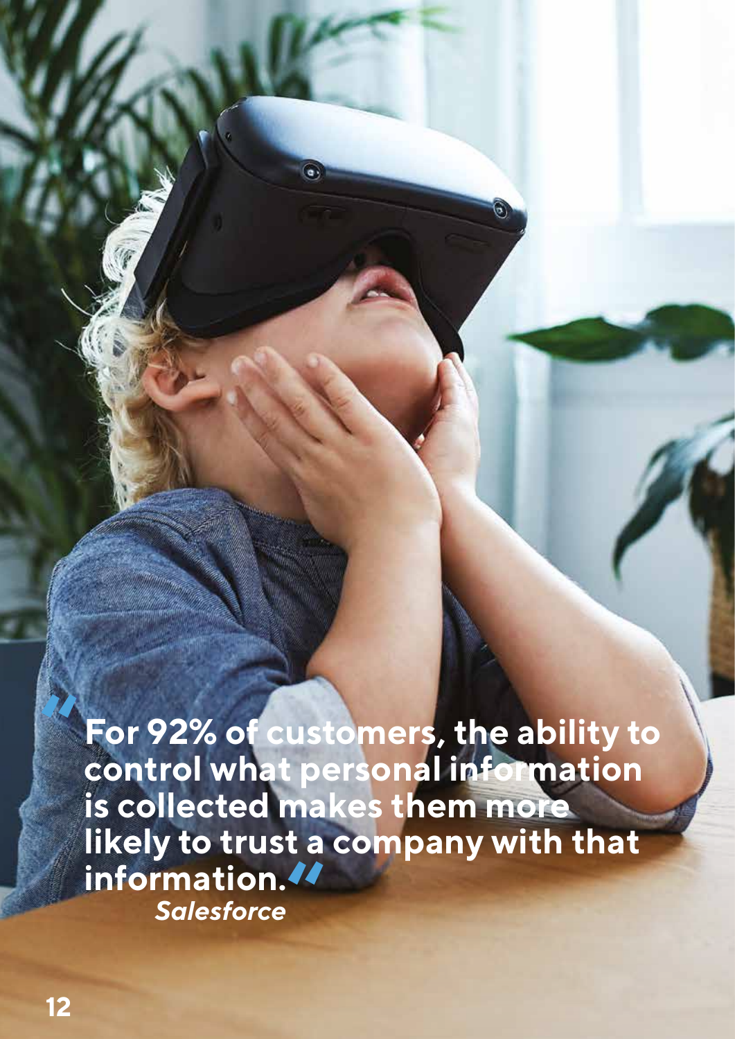> **"For 92% of customers, the ability to control what personal information is collected makes them more likely to trust a company with that information."**
>
> ***Salesforce***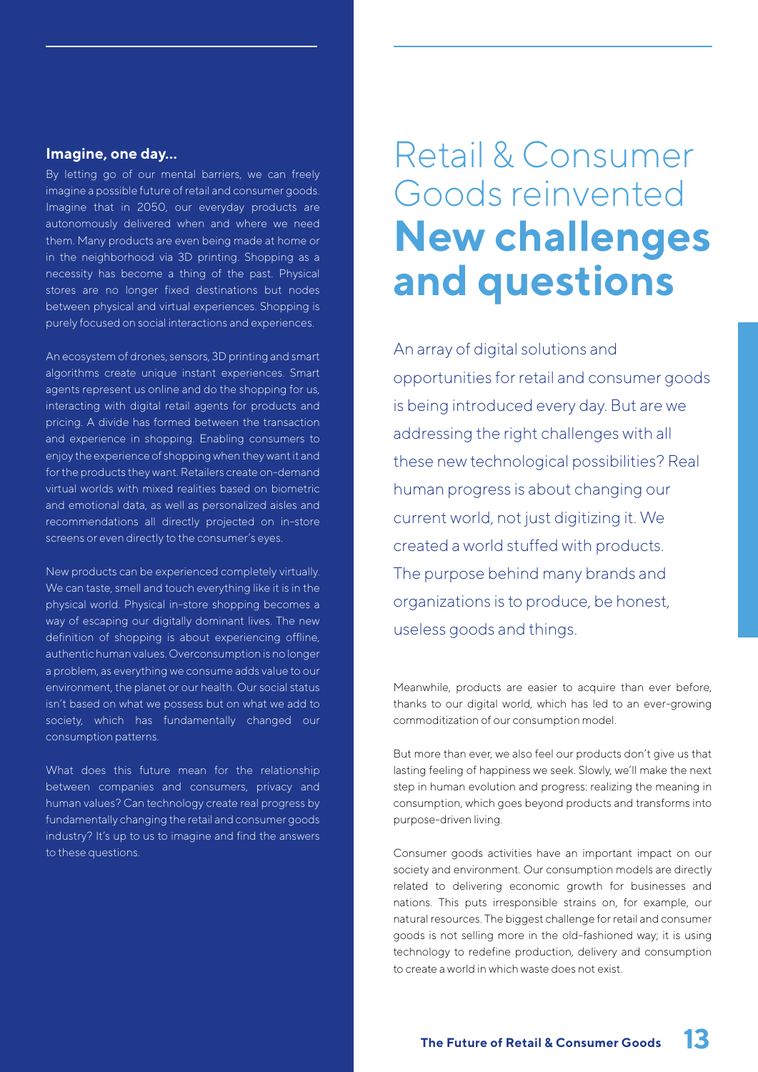# Retail & Consumer Goods reinvented **New challenges and questions**

An array of digital solutions and opportunities for retail and consumer goods is being introduced every day. But are we addressing the right challenges with all these new technological possibilities? Real human progress is about changing our current world, not just digitizing it. We created a world stuffed with products. The purpose behind many brands and organizations is to produce, be honest, useless goods and things.

Meanwhile, products are easier to acquire than ever before, thanks to our digital world, which has led to an ever-growing commoditization of our consumption model.

But more than ever, we also feel our products don't give us that lasting feeling of happiness we seek. Slowly, we'll make the next step in human evolution and progress: realizing the meaning in consumption, which goes beyond products and transforms into purpose-driven living.

Consumer goods activities have an important impact on our society and environment. Our consumption models are directly related to delivering economic growth for businesses and nations. This puts irresponsible strains on, for example, our natural resources. The biggest challenge for retail and consumer goods is not selling more in the old-fashioned way; it is using technology to redefine production, delivery and consumption to create a world in which waste does not exist.

**Imagine, one day...**

By letting go of our mental barriers, we can freely imagine a possible future of retail and consumer goods. Imagine that in 2050, our everyday products are autonomously delivered when and where we need them. Many products are even being made at home or in the neighborhood via 3D printing. Shopping as a necessity has become a thing of the past. Physical stores are no longer fixed destinations but nodes between physical and virtual experiences. Shopping is purely focused on social interactions and experiences.

An ecosystem of drones, sensors, 3D printing and smart algorithms create unique instant experiences. Smart agents represent us online and do the shopping for us, interacting with digital retail agents for products and pricing. A divide has formed between the transaction and experience in shopping. Enabling consumers to enjoy the experience of shopping when they want it and for the products they want. Retailers create on-demand virtual worlds with mixed realities based on biometric and emotional data, as well as personalized aisles and recommendations all directly projected on in-store screens or even directly to the consumer's eyes.

New products can be experienced completely virtually. We can taste, smell and touch everything like it is in the physical world. Physical in-store shopping becomes a way of escaping our digitally dominant lives. The new definition of shopping is about experiencing offline, authentic human values. Overconsumption is no longer a problem, as everything we consume adds value to our environment, the planet or our health. Our social status isn't based on what we possess but on what we add to society, which has fundamentally changed our consumption patterns.

What does this future mean for the relationship between companies and consumers, privacy and human values? Can technology create real progress by fundamentally changing the retail and consumer goods industry? It's up to us to imagine and find the answers to these questions.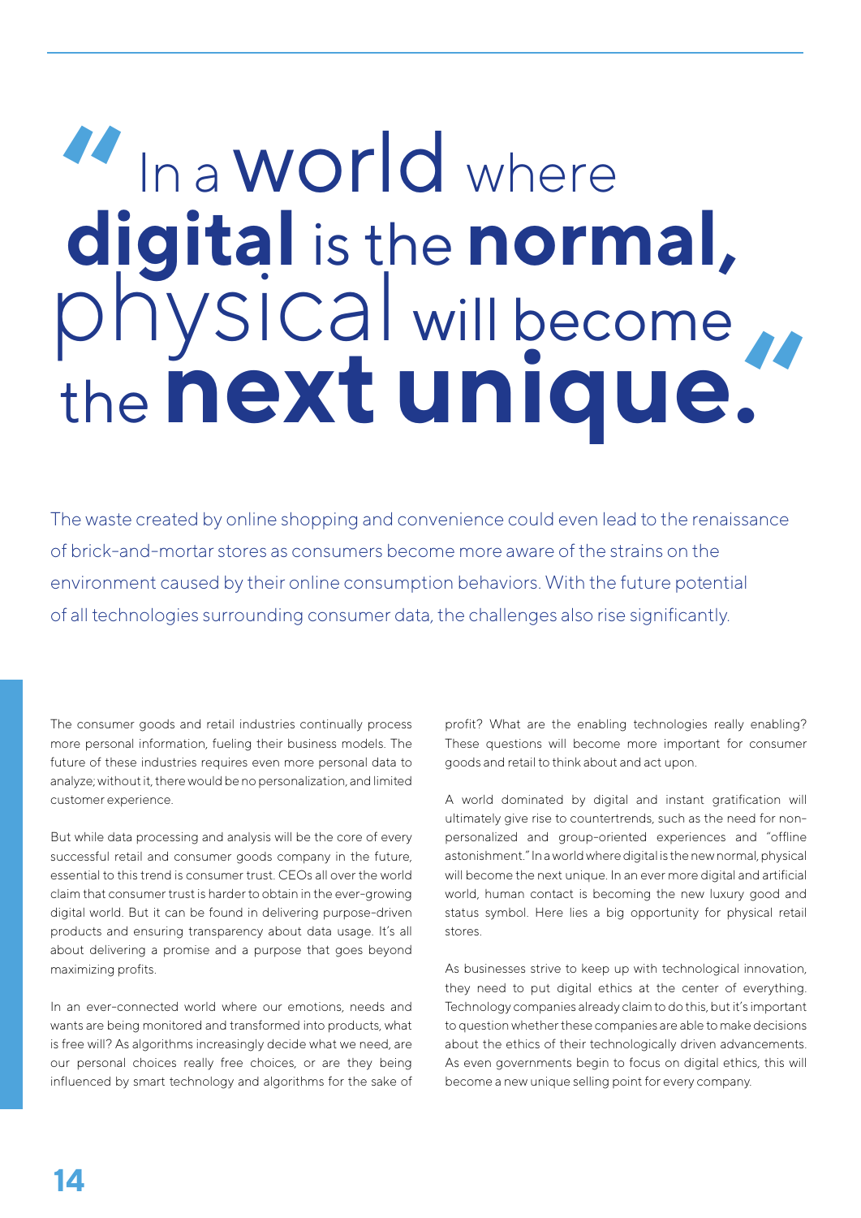# "In a world where digital is the normal, physical will become the next unique."

The waste created by online shopping and convenience could even lead to the renaissance of brick-and-mortar stores as consumers become more aware of the strains on the environment caused by their online consumption behaviors. With the future potential of all technologies surrounding consumer data, the challenges also rise significantly.

The consumer goods and retail industries continually process more personal information, fueling their business models. The future of these industries requires even more personal data to analyze; without it, there would be no personalization, and limited customer experience.

But while data processing and analysis will be the core of every successful retail and consumer goods company in the future, essential to this trend is consumer trust. CEOs all over the world claim that consumer trust is harder to obtain in the ever-growing digital world. But it can be found in delivering purpose-driven products and ensuring transparency about data usage. It's all about delivering a promise and a purpose that goes beyond maximizing profits.

In an ever-connected world where our emotions, needs and wants are being monitored and transformed into products, what is free will? As algorithms increasingly decide what we need, are our personal choices really free choices, or are they being influenced by smart technology and algorithms for the sake of profit? What are the enabling technologies really enabling? These questions will become more important for consumer goods and retail to think about and act upon.

A world dominated by digital and instant gratification will ultimately give rise to countertrends, such as the need for non-personalized and group-oriented experiences and "offline astonishment." In a world where digital is the new normal, physical will become the next unique. In an ever more digital and artificial world, human contact is becoming the new luxury good and status symbol. Here lies a big opportunity for physical retail stores.

As businesses strive to keep up with technological innovation, they need to put digital ethics at the center of everything. Technology companies already claim to do this, but it's important to question whether these companies are able to make decisions about the ethics of their technologically driven advancements. As even governments begin to focus on digital ethics, this will become a new unique selling point for every company.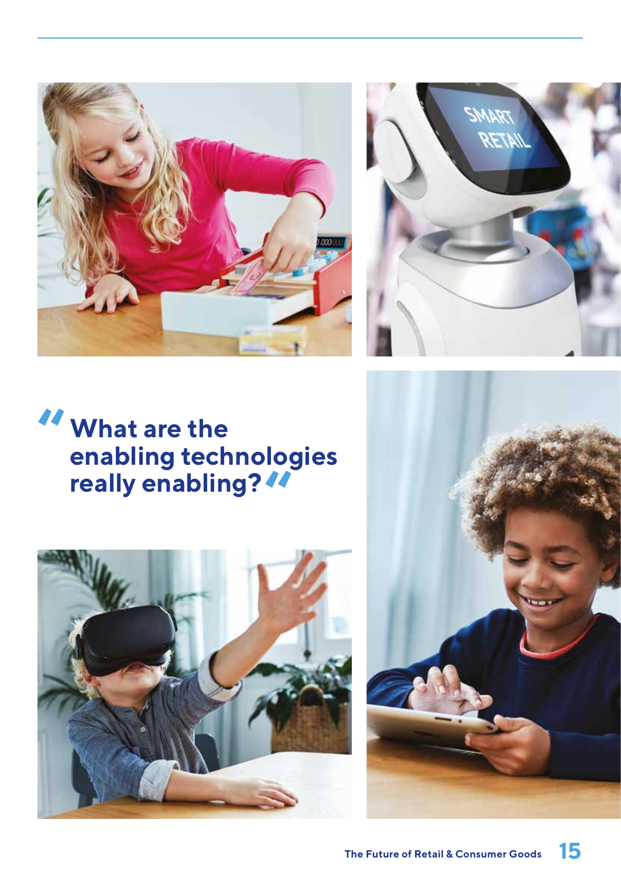> "What are the enabling technologies really enabling?"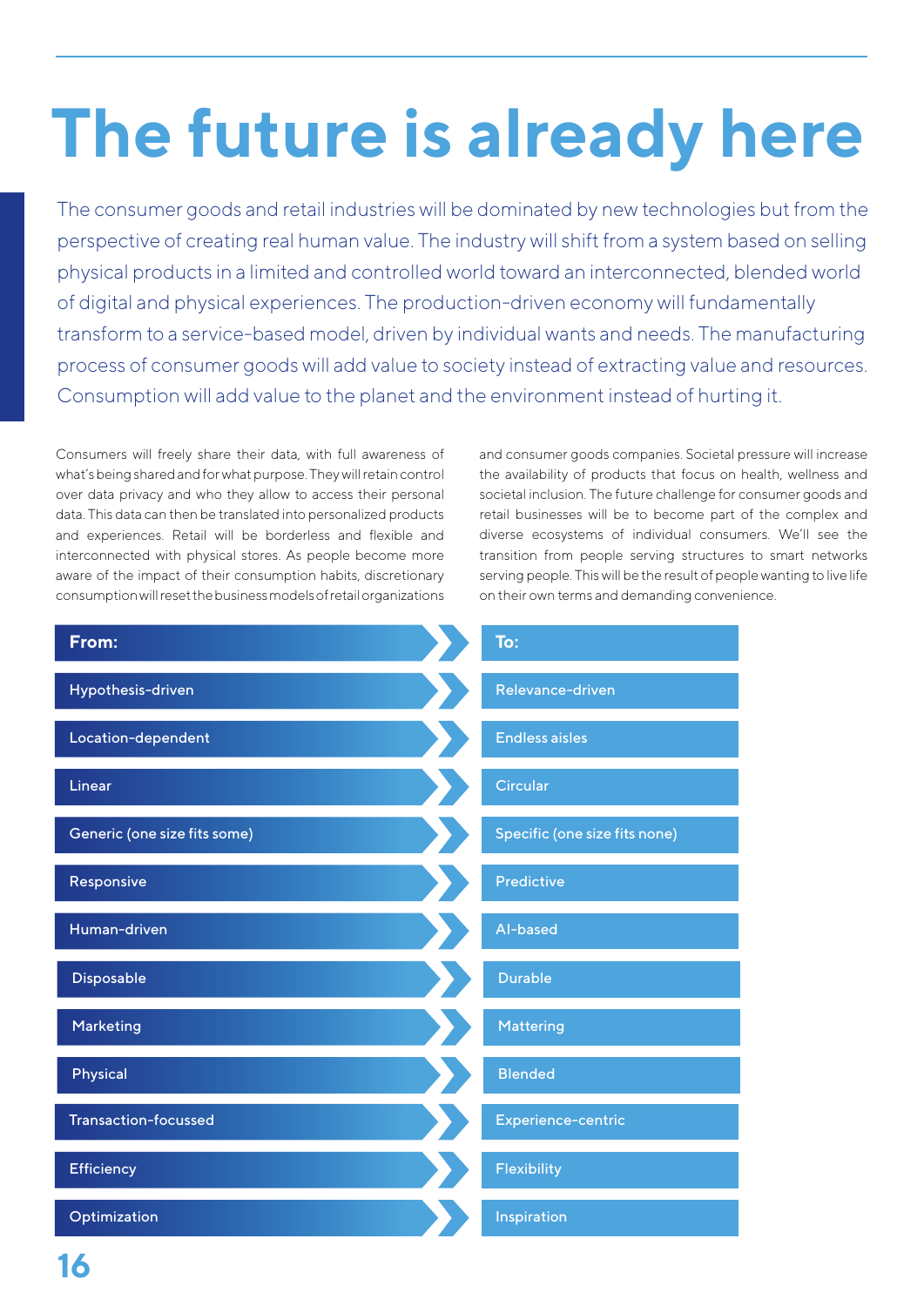# The future is already here

The consumer goods and retail industries will be dominated by new technologies but from the perspective of creating real human value. The industry will shift from a system based on selling physical products in a limited and controlled world toward an interconnected, blended world of digital and physical experiences. The production-driven economy will fundamentally transform to a service-based model, driven by individual wants and needs. The manufacturing process of consumer goods will add value to society instead of extracting value and resources. Consumption will add value to the planet and the environment instead of hurting it.

Consumers will freely share their data, with full awareness of what's being shared and for what purpose. They will retain control over data privacy and who they allow to access their personal data. This data can then be translated into personalized products and experiences. Retail will be borderless and flexible and interconnected with physical stores. As people become more aware of the impact of their consumption habits, discretionary consumption will reset the business models of retail organizations and consumer goods companies. Societal pressure will increase the availability of products that focus on health, wellness and societal inclusion. The future challenge for consumer goods and retail businesses will be to become part of the complex and diverse ecosystems of individual consumers. We'll see the transition from people serving structures to smart networks serving people. This will be the result of people wanting to live life on their own terms and demanding convenience.

| From: | To: |
|---|---|
| Hypothesis-driven | Relevance-driven |
| Location-dependent | Endless aisles |
| Linear | Circular |
| Generic (one size fits some) | Specific (one size fits none) |
| Responsive | Predictive |
| Human-driven | AI-based |
| Disposable | Durable |
| Marketing | Mattering |
| Physical | Blended |
| Transaction-focussed | Experience-centric |
| Efficiency | Flexibility |
| Optimization | Inspiration |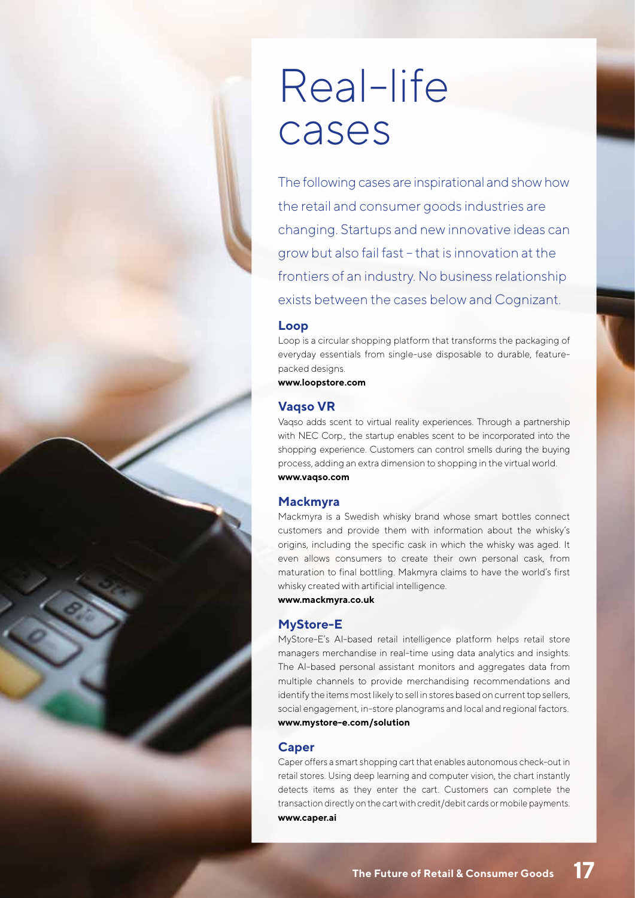# Real-life cases

The following cases are inspirational and show how the retail and consumer goods industries are changing. Startups and new innovative ideas can grow but also fail fast – that is innovation at the frontiers of an industry. No business relationship exists between the cases below and Cognizant.

### Loop

Loop is a circular shopping platform that transforms the packaging of everyday essentials from single-use disposable to durable, feature-packed designs.

**www.loopstore.com**

### Vaqso VR

Vaqso adds scent to virtual reality experiences. Through a partnership with NEC Corp., the startup enables scent to be incorporated into the shopping experience. Customers can control smells during the buying process, adding an extra dimension to shopping in the virtual world.

**www.vaqso.com**

### Mackmyra

Mackmyra is a Swedish whisky brand whose smart bottles connect customers and provide them with information about the whisky's origins, including the specific cask in which the whisky was aged. It even allows consumers to create their own personal cask, from maturation to final bottling. Makmyra claims to have the world's first whisky created with artificial intelligence.

**www.mackmyra.co.uk**

### MyStore-E

MyStore-E's AI-based retail intelligence platform helps retail store managers merchandise in real-time using data analytics and insights. The AI-based personal assistant monitors and aggregates data from multiple channels to provide merchandising recommendations and identify the items most likely to sell in stores based on current top sellers, social engagement, in-store planograms and local and regional factors.

**www.mystore-e.com/solution**

### Caper

Caper offers a smart shopping cart that enables autonomous check-out in retail stores. Using deep learning and computer vision, the chart instantly detects items as they enter the cart. Customers can complete the transaction directly on the cart with credit/debit cards or mobile payments.

**www.caper.ai**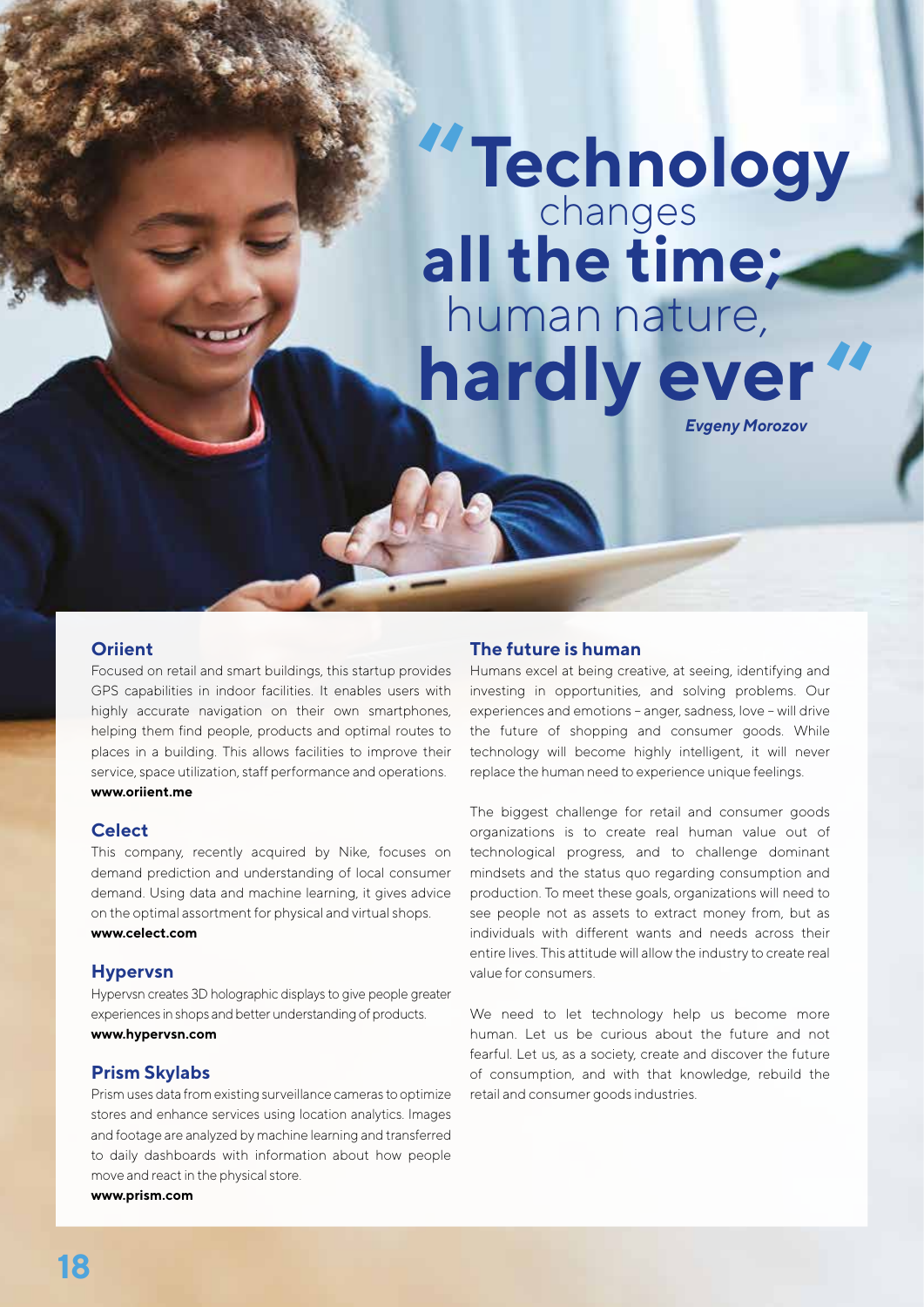> "**Technology** changes **all the time;** human nature, **hardly ever**"
>
> ***Evgeny Morozov***

### Oriient

Focused on retail and smart buildings, this startup provides GPS capabilities in indoor facilities. It enables users with highly accurate navigation on their own smartphones, helping them find people, products and optimal routes to places in a building. This allows facilities to improve their service, space utilization, staff performance and operations.
**www.oriient.me**

### Celect

This company, recently acquired by Nike, focuses on demand prediction and understanding of local consumer demand. Using data and machine learning, it gives advice on the optimal assortment for physical and virtual shops.
**www.celect.com**

### Hypervsn

Hypervsn creates 3D holographic displays to give people greater experiences in shops and better understanding of products.
**www.hypervsn.com**

### Prism Skylabs

Prism uses data from existing surveillance cameras to optimize stores and enhance services using location analytics. Images and footage are analyzed by machine learning and transferred to daily dashboards with information about how people move and react in the physical store.
**www.prism.com**

### The future is human

Humans excel at being creative, at seeing, identifying and investing in opportunities, and solving problems. Our experiences and emotions – anger, sadness, love – will drive the future of shopping and consumer goods. While technology will become highly intelligent, it will never replace the human need to experience unique feelings.

The biggest challenge for retail and consumer goods organizations is to create real human value out of technological progress, and to challenge dominant mindsets and the status quo regarding consumption and production. To meet these goals, organizations will need to see people not as assets to extract money from, but as individuals with different wants and needs across their entire lives. This attitude will allow the industry to create real value for consumers.

We need to let technology help us become more human. Let us be curious about the future and not fearful. Let us, as a society, create and discover the future of consumption, and with that knowledge, rebuild the retail and consumer goods industries.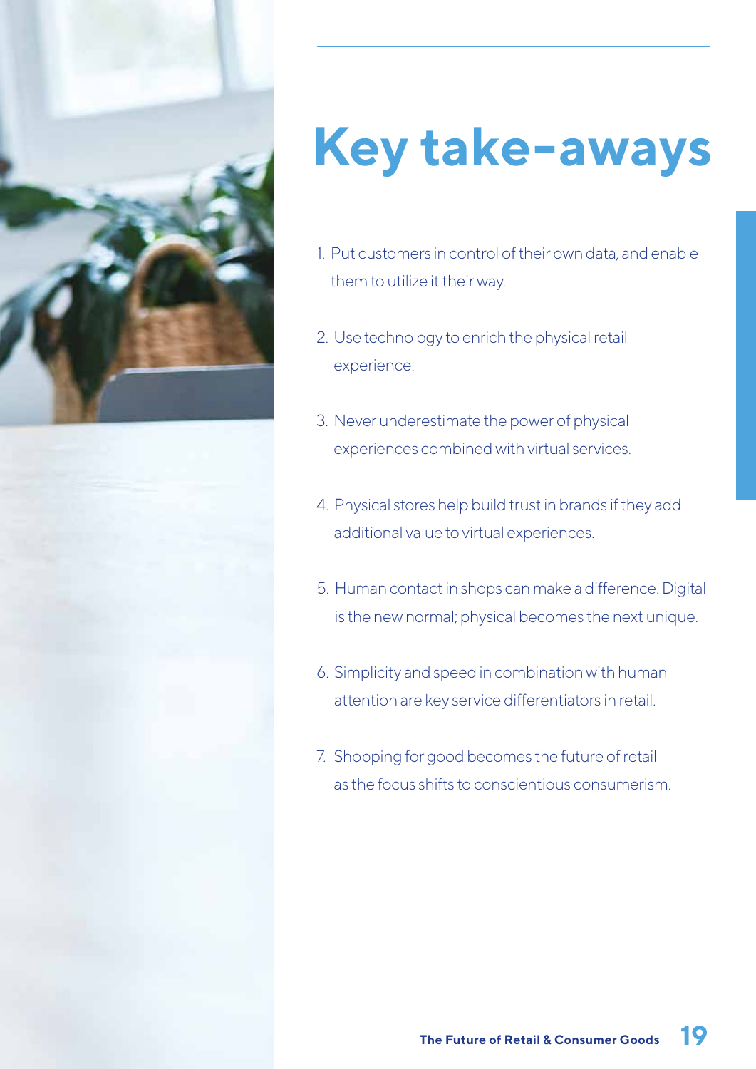# Key take-aways

1. Put customers in control of their own data, and enable them to utilize it their way.
2. Use technology to enrich the physical retail experience.
3. Never underestimate the power of physical experiences combined with virtual services.
4. Physical stores help build trust in brands if they add additional value to virtual experiences.
5. Human contact in shops can make a difference. Digital is the new normal; physical becomes the next unique.
6. Simplicity and speed in combination with human attention are key service differentiators in retail.
7. Shopping for good becomes the future of retail as the focus shifts to conscientious consumerism.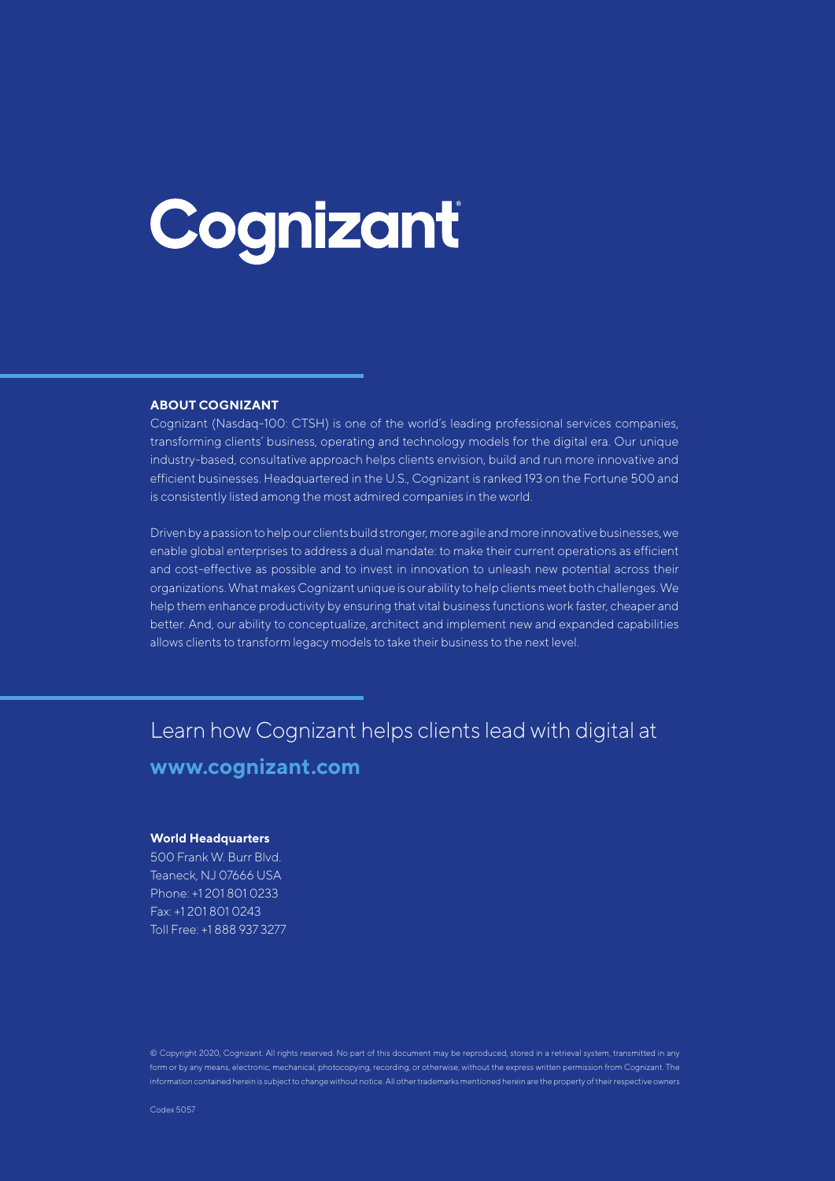# Cognizant

**ABOUT COGNIZANT**

Cognizant (Nasdaq-100: CTSH) is one of the world's leading professional services companies, transforming clients' business, operating and technology models for the digital era. Our unique industry-based, consultative approach helps clients envision, build and run more innovative and efficient businesses. Headquartered in the U.S., Cognizant is ranked 193 on the Fortune 500 and is consistently listed among the most admired companies in the world.

Driven by a passion to help our clients build stronger, more agile and more innovative businesses, we enable global enterprises to address a dual mandate: to make their current operations as efficient and cost-effective as possible and to invest in innovation to unleash new potential across their organizations. What makes Cognizant unique is our ability to help clients meet both challenges. We help them enhance productivity by ensuring that vital business functions work faster, cheaper and better. And, our ability to conceptualize, architect and implement new and expanded capabilities allows clients to transform legacy models to take their business to the next level.

Learn how Cognizant helps clients lead with digital at

**www.cognizant.com**

**World Headquarters**

500 Frank W. Burr Blvd.
Teaneck, NJ 07666 USA
Phone: +1 201 801 0233
Fax: +1 201 801 0243
Toll Free: +1 888 937 3277

© Copyright 2020, Cognizant. All rights reserved. No part of this document may be reproduced, stored in a retrieval system, transmitted in any form or by any means, electronic, mechanical, photocopying, recording, or otherwise, without the express written permission from Cognizant. The information contained herein is subject to change without notice. All other trademarks mentioned herein are the property of their respective owners

Codex 5057